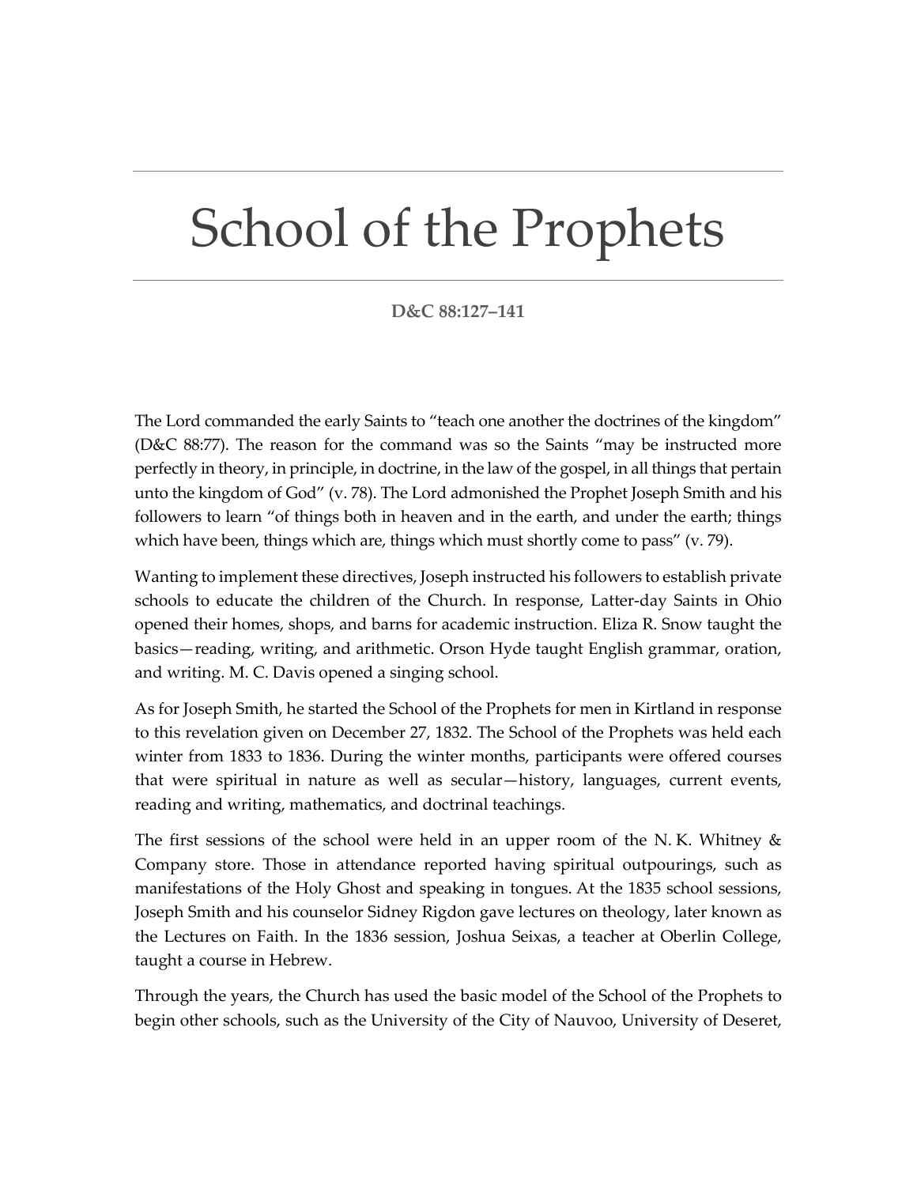# School of the Prophets

**D&C 88:127–141**

The Lord commanded the early Saints to "teach one another the doctrines of the kingdom" (D&C 88:77). The reason for the command was so the Saints "may be instructed more perfectly in theory, in principle, in doctrine, in the law of the gospel, in all things that pertain unto the kingdom of God" (v. 78). The Lord admonished the Prophet Joseph Smith and his followers to learn "of things both in heaven and in the earth, and under the earth; things which have been, things which are, things which must shortly come to pass" (v. 79).

Wanting to implement these directives, Joseph instructed his followers to establish private schools to educate the children of the Church. In response, Latter-day Saints in Ohio opened their homes, shops, and barns for academic instruction. Eliza R. Snow taught the basics—reading, writing, and arithmetic. Orson Hyde taught English grammar, oration, and writing. M. C. Davis opened a singing school.

As for Joseph Smith, he started the School of the Prophets for men in Kirtland in response to this revelation given on December 27, 1832. The School of the Prophets was held each winter from 1833 to 1836. During the winter months, participants were offered courses that were spiritual in nature as well as secular—history, languages, current events, reading and writing, mathematics, and doctrinal teachings.

The first sessions of the school were held in an upper room of the N. K. Whitney & Company store. Those in attendance reported having spiritual outpourings, such as manifestations of the Holy Ghost and speaking in tongues. At the 1835 school sessions, Joseph Smith and his counselor Sidney Rigdon gave lectures on theology, later known as the Lectures on Faith. In the 1836 session, Joshua Seixas, a teacher at Oberlin College, taught a course in Hebrew.

Through the years, the Church has used the basic model of the School of the Prophets to begin other schools, such as the University of the City of Nauvoo, University of Deseret,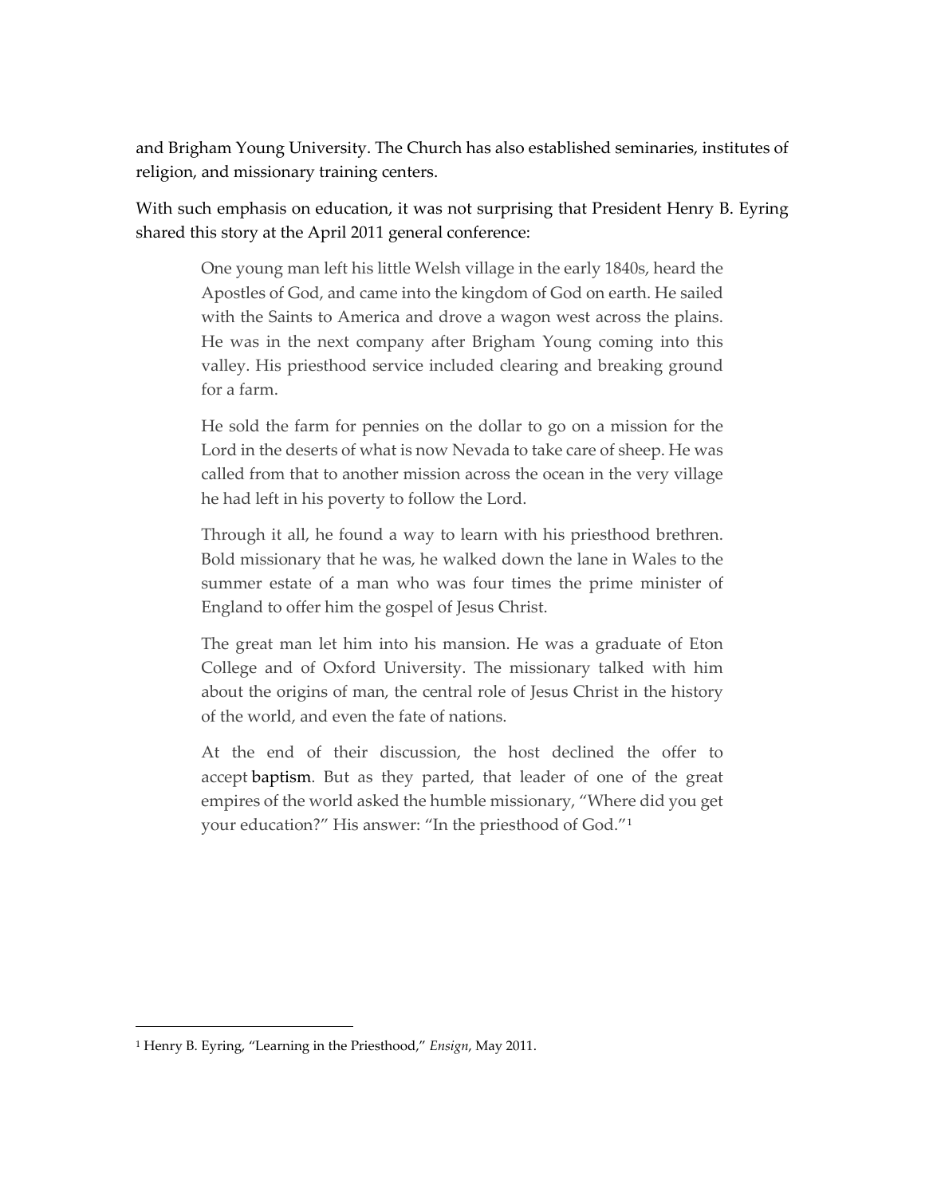and Brigham Young University. The Church has also established seminaries, institutes of religion, and missionary training centers.

With such emphasis on education, it was not surprising that President Henry B. Eyring shared this story at the April 2011 general conference:

> One young man left his little Welsh village in the early 1840s, heard the Apostles of God, and came into the kingdom of God on earth. He sailed with the Saints to America and drove a wagon west across the plains. He was in the next company after Brigham Young coming into this valley. His priesthood service included clearing and breaking ground for a farm.
>
> He sold the farm for pennies on the dollar to go on a mission for the Lord in the deserts of what is now Nevada to take care of sheep. He was called from that to another mission across the ocean in the very village he had left in his poverty to follow the Lord.
>
> Through it all, he found a way to learn with his priesthood brethren. Bold missionary that he was, he walked down the lane in Wales to the summer estate of a man who was four times the prime minister of England to offer him the gospel of Jesus Christ.
>
> The great man let him into his mansion. He was a graduate of Eton College and of Oxford University. The missionary talked with him about the origins of man, the central role of Jesus Christ in the history of the world, and even the fate of nations.
>
> At the end of their discussion, the host declined the offer to accept baptism. But as they parted, that leader of one of the great empires of the world asked the humble missionary, "Where did you get your education?" His answer: "In the priesthood of God."[1]

[1] Henry B. Eyring, "Learning in the Priesthood," *Ensign*, May 2011.